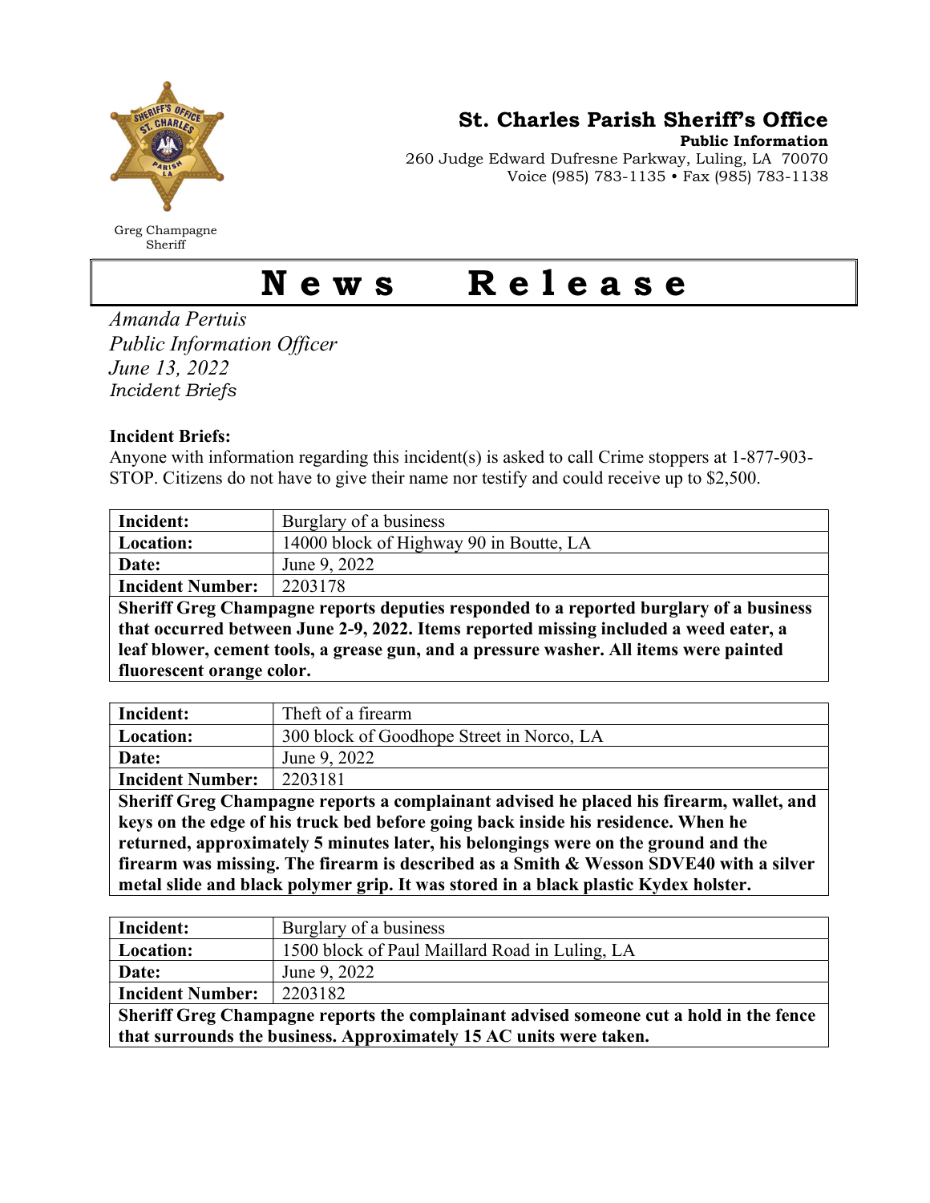Greg Champagne
Sheriff

**St. Charles Parish Sheriff's Office**

**Public Information**

260 Judge Edward Dufresne Parkway, Luling, LA 70070

Voice (985) 783-1135 • Fax (985) 783-1138

# News Release

*Amanda Pertuis*
*Public Information Officer*
*June 13, 2022*
*Incident Briefs*

**Incident Briefs:**

Anyone with information regarding this incident(s) is asked to call Crime stoppers at 1-877-903-STOP. Citizens do not have to give their name nor testify and could receive up to $2,500.

| **Incident:** | Burglary of a business |
|---|---|
| **Location:** | 14000 block of Highway 90 in Boutte, LA |
| **Date:** | June 9, 2022 |
| **Incident Number:** | 2203178 |

**Sheriff Greg Champagne reports deputies responded to a reported burglary of a business that occurred between June 2-9, 2022. Items reported missing included a weed eater, a leaf blower, cement tools, a grease gun, and a pressure washer. All items were painted fluorescent orange color.**

| **Incident:** | Theft of a firearm |
|---|---|
| **Location:** | 300 block of Goodhope Street in Norco, LA |
| **Date:** | June 9, 2022 |
| **Incident Number:** | 2203181 |

**Sheriff Greg Champagne reports a complainant advised he placed his firearm, wallet, and keys on the edge of his truck bed before going back inside his residence. When he returned, approximately 5 minutes later, his belongings were on the ground and the firearm was missing. The firearm is described as a Smith & Wesson SDVE40 with a silver metal slide and black polymer grip. It was stored in a black plastic Kydex holster.**

| **Incident:** | Burglary of a business |
|---|---|
| **Location:** | 1500 block of Paul Maillard Road in Luling, LA |
| **Date:** | June 9, 2022 |
| **Incident Number:** | 2203182 |

**Sheriff Greg Champagne reports the complainant advised someone cut a hold in the fence that surrounds the business. Approximately 15 AC units were taken.**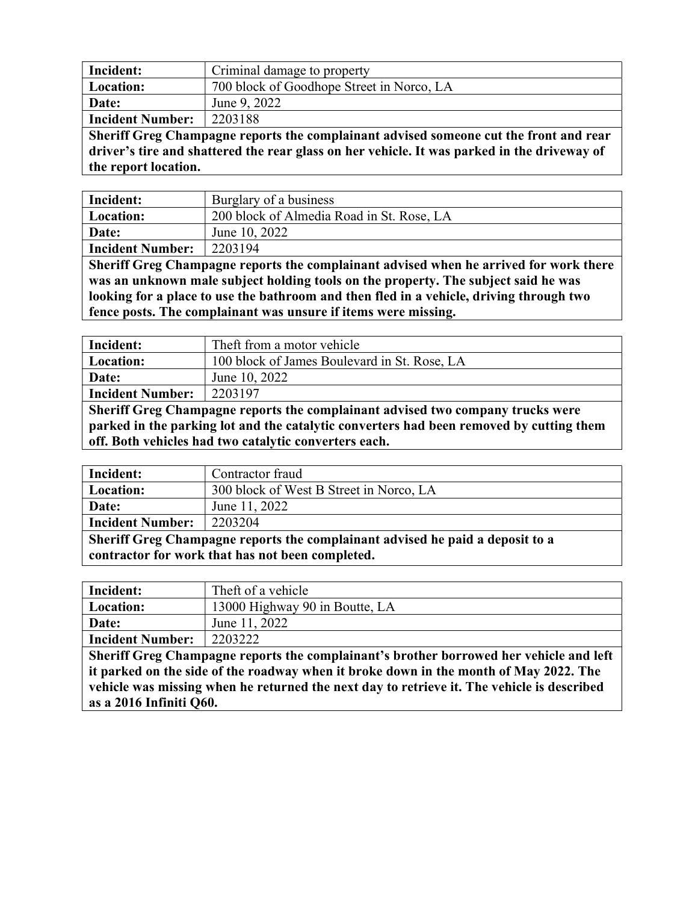| **Incident:** | Criminal damage to property |
| --- | --- |
| **Location:** | 700 block of Goodhope Street in Norco, LA |
| **Date:** | June 9, 2022 |
| **Incident Number:** | 2203188 |

**Sheriff Greg Champagne reports the complainant advised someone cut the front and rear driver's tire and shattered the rear glass on her vehicle. It was parked in the driveway of the report location.**

| **Incident:** | Burglary of a business |
| --- | --- |
| **Location:** | 200 block of Almedia Road in St. Rose, LA |
| **Date:** | June 10, 2022 |
| **Incident Number:** | 2203194 |

**Sheriff Greg Champagne reports the complainant advised when he arrived for work there was an unknown male subject holding tools on the property. The subject said he was looking for a place to use the bathroom and then fled in a vehicle, driving through two fence posts. The complainant was unsure if items were missing.**

| **Incident:** | Theft from a motor vehicle |
| --- | --- |
| **Location:** | 100 block of James Boulevard in St. Rose, LA |
| **Date:** | June 10, 2022 |
| **Incident Number:** | 2203197 |

**Sheriff Greg Champagne reports the complainant advised two company trucks were parked in the parking lot and the catalytic converters had been removed by cutting them off. Both vehicles had two catalytic converters each.**

| **Incident:** | Contractor fraud |
| --- | --- |
| **Location:** | 300 block of West B Street in Norco, LA |
| **Date:** | June 11, 2022 |
| **Incident Number:** | 2203204 |

**Sheriff Greg Champagne reports the complainant advised he paid a deposit to a contractor for work that has not been completed.**

| **Incident:** | Theft of a vehicle |
| --- | --- |
| **Location:** | 13000 Highway 90 in Boutte, LA |
| **Date:** | June 11, 2022 |
| **Incident Number:** | 2203222 |

**Sheriff Greg Champagne reports the complainant's brother borrowed her vehicle and left it parked on the side of the roadway when it broke down in the month of May 2022. The vehicle was missing when he returned the next day to retrieve it. The vehicle is described as a 2016 Infiniti Q60.**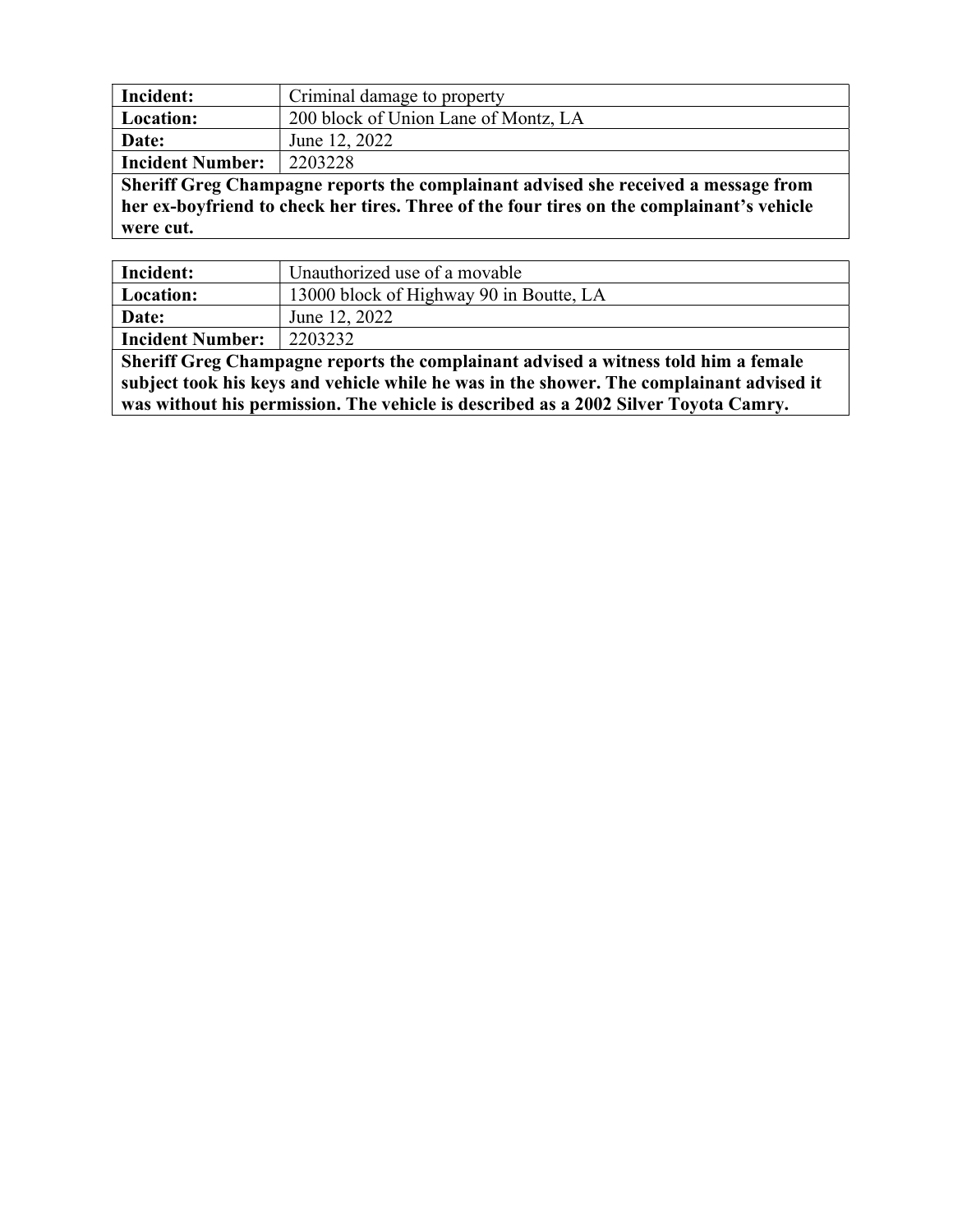| | |
|---|---|
| **Incident:** | Criminal damage to property |
| **Location:** | 200 block of Union Lane of Montz, LA |
| **Date:** | June 12, 2022 |
| **Incident Number:** | 2203228 |

**Sheriff Greg Champagne reports the complainant advised she received a message from her ex-boyfriend to check her tires. Three of the four tires on the complainant's vehicle were cut.**

| | |
|---|---|
| **Incident:** | Unauthorized use of a movable |
| **Location:** | 13000 block of Highway 90 in Boutte, LA |
| **Date:** | June 12, 2022 |
| **Incident Number:** | 2203232 |

**Sheriff Greg Champagne reports the complainant advised a witness told him a female subject took his keys and vehicle while he was in the shower. The complainant advised it was without his permission. The vehicle is described as a 2002 Silver Toyota Camry.**